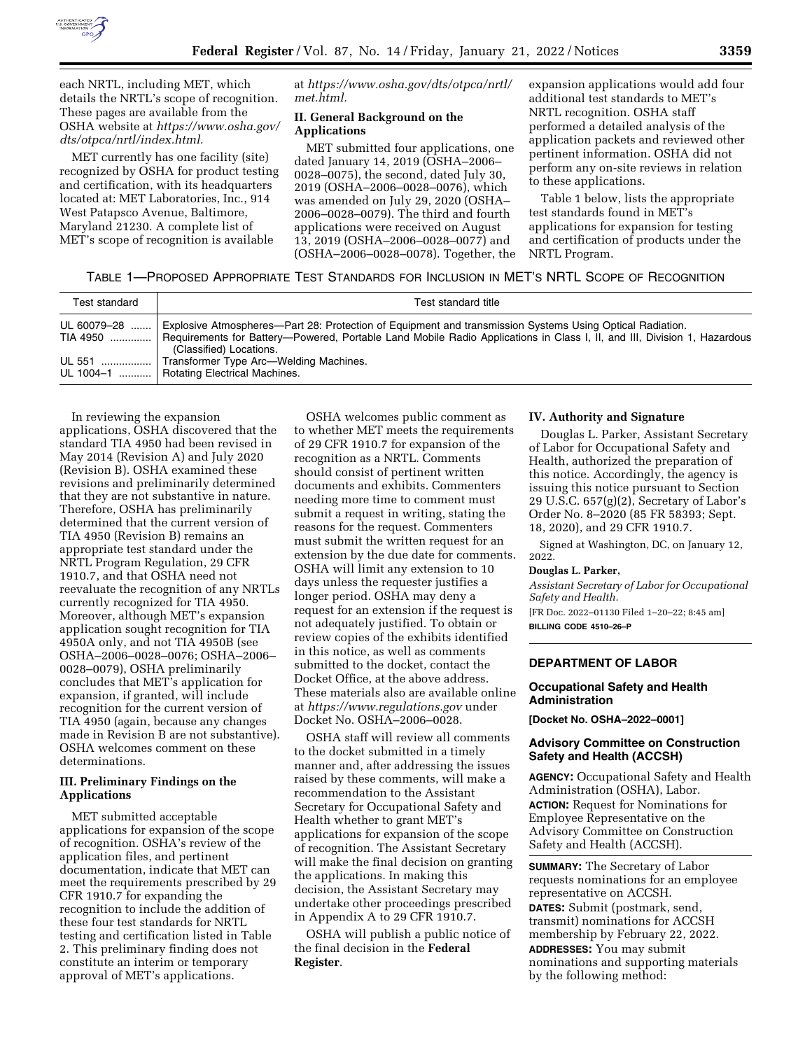each NRTL, including MET, which details the NRTL's scope of recognition. These pages are available from the OSHA website at *https://www.osha.gov/dts/otpca/nrtl/index.html.*

MET currently has one facility (site) recognized by OSHA for product testing and certification, with its headquarters located at: MET Laboratories, Inc., 914 West Patapsco Avenue, Baltimore, Maryland 21230. A complete list of MET's scope of recognition is available at *https://www.osha.gov/dts/otpca/nrtl/met.html.*

## II. General Background on the Applications

MET submitted four applications, one dated January 14, 2019 (OSHA–2006–0028–0075), the second, dated July 30, 2019 (OSHA–2006–0028–0076), which was amended on July 29, 2020 (OSHA–2006–0028–0079). The third and fourth applications were received on August 13, 2019 (OSHA–2006–0028–0077) and (OSHA–2006–0028–0078). Together, the expansion applications would add four additional test standards to MET's NRTL recognition. OSHA staff performed a detailed analysis of the application packets and reviewed other pertinent information. OSHA did not perform any on-site reviews in relation to these applications.

Table 1 below, lists the appropriate test standards found in MET's applications for expansion for testing and certification of products under the NRTL Program.

TABLE 1—PROPOSED APPROPRIATE TEST STANDARDS FOR INCLUSION IN MET'S NRTL SCOPE OF RECOGNITION

| Test standard | Test standard title |
|---|---|
| UL 60079–28 | Explosive Atmospheres—Part 28: Protection of Equipment and transmission Systems Using Optical Radiation. |
| TIA 4950 | Requirements for Battery—Powered, Portable Land Mobile Radio Applications in Class I, II, and III, Division 1, Hazardous (Classified) Locations. |
| UL 551 | Transformer Type Arc—Welding Machines. |
| UL 1004–1 | Rotating Electrical Machines. |

In reviewing the expansion applications, OSHA discovered that the standard TIA 4950 had been revised in May 2014 (Revision A) and July 2020 (Revision B). OSHA examined these revisions and preliminarily determined that they are not substantive in nature. Therefore, OSHA has preliminarily determined that the current version of TIA 4950 (Revision B) remains an appropriate test standard under the NRTL Program Regulation, 29 CFR 1910.7, and that OSHA need not reevaluate the recognition of any NRTLs currently recognized for TIA 4950. Moreover, although MET's expansion application sought recognition for TIA 4950A only, and not TIA 4950B (see OSHA–2006–0028–0076; OSHA–2006–0028–0079), OSHA preliminarily concludes that MET's application for expansion, if granted, will include recognition for the current version of TIA 4950 (again, because any changes made in Revision B are not substantive). OSHA welcomes comment on these determinations.

## III. Preliminary Findings on the Applications

MET submitted acceptable applications for expansion of the scope of recognition. OSHA's review of the application files, and pertinent documentation, indicate that MET can meet the requirements prescribed by 29 CFR 1910.7 for expanding the recognition to include the addition of these four test standards for NRTL testing and certification listed in Table 2. This preliminary finding does not constitute an interim or temporary approval of MET's applications.

OSHA welcomes public comment as to whether MET meets the requirements of 29 CFR 1910.7 for expansion of the recognition as a NRTL. Comments should consist of pertinent written documents and exhibits. Commenters needing more time to comment must submit a request in writing, stating the reasons for the request. Commenters must submit the written request for an extension by the due date for comments. OSHA will limit any extension to 10 days unless the requester justifies a longer period. OSHA may deny a request for an extension if the request is not adequately justified. To obtain or review copies of the exhibits identified in this notice, as well as comments submitted to the docket, contact the Docket Office, at the above address. These materials also are available online at *https://www.regulations.gov* under Docket No. OSHA–2006–0028.

OSHA staff will review all comments to the docket submitted in a timely manner and, after addressing the issues raised by these comments, will make a recommendation to the Assistant Secretary for Occupational Safety and Health whether to grant MET's applications for expansion of the scope of recognition. The Assistant Secretary will make the final decision on granting the applications. In making this decision, the Assistant Secretary may undertake other proceedings prescribed in Appendix A to 29 CFR 1910.7.

OSHA will publish a public notice of the final decision in the **Federal Register**.

## IV. Authority and Signature

Douglas L. Parker, Assistant Secretary of Labor for Occupational Safety and Health, authorized the preparation of this notice. Accordingly, the agency is issuing this notice pursuant to Section 29 U.S.C. 657(g)(2), Secretary of Labor's Order No. 8–2020 (85 FR 58393; Sept. 18, 2020), and 29 CFR 1910.7.

Signed at Washington, DC, on January 12, 2022.

**Douglas L. Parker,**

*Assistant Secretary of Labor for Occupational Safety and Health.*

[FR Doc. 2022–01130 Filed 1–20–22; 8:45 am]

**BILLING CODE 4510–26–P**

---

# DEPARTMENT OF LABOR

## Occupational Safety and Health Administration

**[Docket No. OSHA–2022–0001]**

## Advisory Committee on Construction Safety and Health (ACCSH)

**AGENCY:** Occupational Safety and Health Administration (OSHA), Labor.

**ACTION:** Request for Nominations for Employee Representative on the Advisory Committee on Construction Safety and Health (ACCSH).

**SUMMARY:** The Secretary of Labor requests nominations for an employee representative on ACCSH.

**DATES:** Submit (postmark, send, transmit) nominations for ACCSH membership by February 22, 2022.

**ADDRESSES:** You may submit nominations and supporting materials by the following method: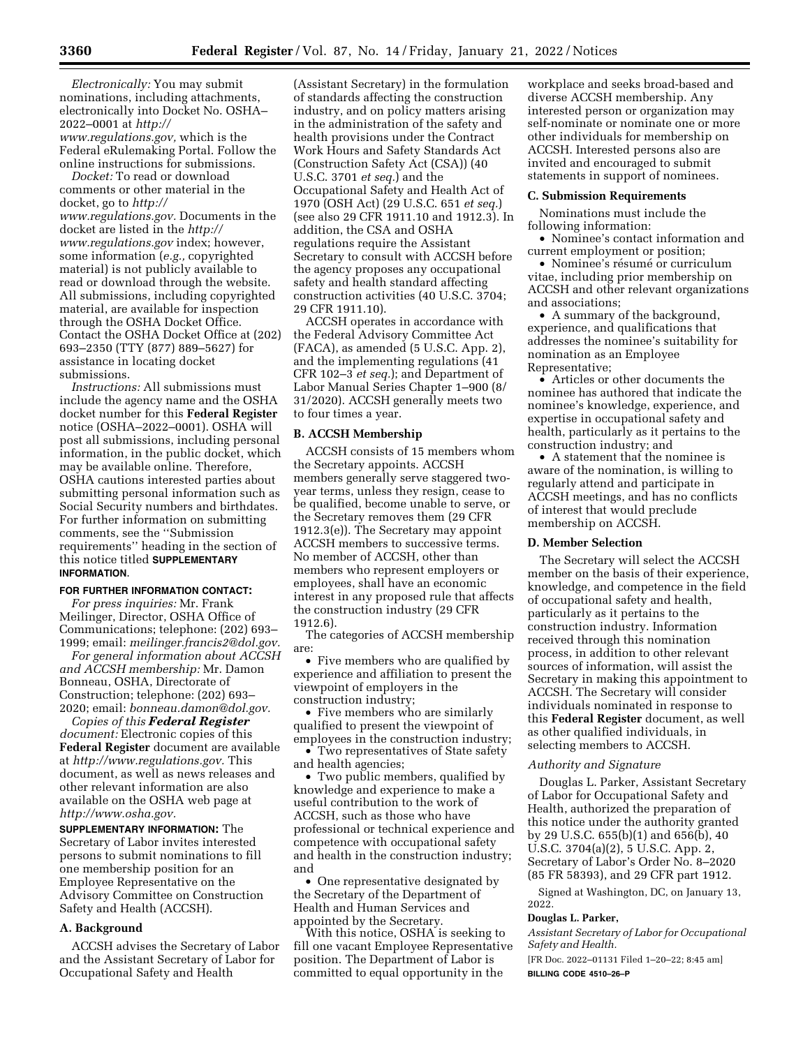*Electronically:* You may submit nominations, including attachments, electronically into Docket No. OSHA–2022–0001 at *http://www.regulations.gov,* which is the Federal eRulemaking Portal. Follow the online instructions for submissions.

*Docket:* To read or download comments or other material in the docket, go to *http://www.regulations.gov*. Documents in the docket are listed in the *http://www.regulations.gov* index; however, some information (*e.g.,* copyrighted material) is not publicly available to read or download through the website. All submissions, including copyrighted material, are available for inspection through the OSHA Docket Office. Contact the OSHA Docket Office at (202) 693–2350 (TTY (877) 889–5627) for assistance in locating docket submissions.

*Instructions:* All submissions must include the agency name and the OSHA docket number for this **Federal Register** notice (OSHA–2022–0001). OSHA will post all submissions, including personal information, in the public docket, which may be available online. Therefore, OSHA cautions interested parties about submitting personal information such as Social Security numbers and birthdates. For further information on submitting comments, see the ''Submission requirements'' heading in the section of this notice titled **SUPPLEMENTARY INFORMATION**.

**FOR FURTHER INFORMATION CONTACT:**

*For press inquiries:* Mr. Frank Meilinger, Director, OSHA Office of Communications; telephone: (202) 693–1999; email: *meilinger.francis2@dol.gov.*

*For general information about ACCSH and ACCSH membership:* Mr. Damon Bonneau, OSHA, Directorate of Construction; telephone: (202) 693–2020; email: *bonneau.damon@dol.gov.*

*Copies of this* ***Federal Register*** *document:* Electronic copies of this **Federal Register** document are available at *http://www.regulations.gov.* This document, as well as news releases and other relevant information are also available on the OSHA web page at *http://www.osha.gov.*

**SUPPLEMENTARY INFORMATION:** The Secretary of Labor invites interested persons to submit nominations to fill one membership position for an Employee Representative on the Advisory Committee on Construction Safety and Health (ACCSH).

## A. Background

ACCSH advises the Secretary of Labor and the Assistant Secretary of Labor for Occupational Safety and Health (Assistant Secretary) in the formulation of standards affecting the construction industry, and on policy matters arising in the administration of the safety and health provisions under the Contract Work Hours and Safety Standards Act (Construction Safety Act (CSA)) (40 U.S.C. 3701 *et seq.*) and the Occupational Safety and Health Act of 1970 (OSH Act) (29 U.S.C. 651 *et seq.*) (see also 29 CFR 1911.10 and 1912.3). In addition, the CSA and OSHA regulations require the Assistant Secretary to consult with ACCSH before the agency proposes any occupational safety and health standard affecting construction activities (40 U.S.C. 3704; 29 CFR 1911.10).

ACCSH operates in accordance with the Federal Advisory Committee Act (FACA), as amended (5 U.S.C. App. 2), and the implementing regulations (41 CFR 102–3 *et seq.*); and Department of Labor Manual Series Chapter 1–900 (8/31/2020). ACCSH generally meets two to four times a year.

## B. ACCSH Membership

ACCSH consists of 15 members whom the Secretary appoints. ACCSH members generally serve staggered two-year terms, unless they resign, cease to be qualified, become unable to serve, or the Secretary removes them (29 CFR 1912.3(e)). The Secretary may appoint ACCSH members to successive terms. No member of ACCSH, other than members who represent employers or employees, shall have an economic interest in any proposed rule that affects the construction industry (29 CFR 1912.6).

The categories of ACCSH membership are:

- Five members who are qualified by experience and affiliation to present the viewpoint of employers in the construction industry;
- Five members who are similarly qualified to present the viewpoint of employees in the construction industry;
- Two representatives of State safety and health agencies;
- Two public members, qualified by knowledge and experience to make a useful contribution to the work of ACCSH, such as those who have professional or technical experience and competence with occupational safety and health in the construction industry; and
- One representative designated by the Secretary of the Department of Health and Human Services and appointed by the Secretary.

With this notice, OSHA is seeking to fill one vacant Employee Representative position. The Department of Labor is committed to equal opportunity in the workplace and seeks broad-based and diverse ACCSH membership. Any interested person or organization may self-nominate or nominate one or more other individuals for membership on ACCSH. Interested persons also are invited and encouraged to submit statements in support of nominees.

## C. Submission Requirements

Nominations must include the following information:

- Nominee's contact information and current employment or position;
- Nominee's résumé or curriculum vitae, including prior membership on ACCSH and other relevant organizations and associations;
- A summary of the background, experience, and qualifications that addresses the nominee's suitability for nomination as an Employee Representative;
- Articles or other documents the nominee has authored that indicate the nominee's knowledge, experience, and expertise in occupational safety and health, particularly as it pertains to the construction industry; and
- A statement that the nominee is aware of the nomination, is willing to regularly attend and participate in ACCSH meetings, and has no conflicts of interest that would preclude membership on ACCSH.

## D. Member Selection

The Secretary will select the ACCSH member on the basis of their experience, knowledge, and competence in the field of occupational safety and health, particularly as it pertains to the construction industry. Information received through this nomination process, in addition to other relevant sources of information, will assist the Secretary in making this appointment to ACCSH. The Secretary will consider individuals nominated in response to this **Federal Register** document, as well as other qualified individuals, in selecting members to ACCSH.

### *Authority and Signature*

Douglas L. Parker, Assistant Secretary of Labor for Occupational Safety and Health, authorized the preparation of this notice under the authority granted by 29 U.S.C. 655(b)(1) and 656(b), 40 U.S.C. 3704(a)(2), 5 U.S.C. App. 2, Secretary of Labor's Order No. 8–2020 (85 FR 58393), and 29 CFR part 1912.

Signed at Washington, DC, on January 13, 2022.

**Douglas L. Parker,**

*Assistant Secretary of Labor for Occupational Safety and Health.*

[FR Doc. 2022–01131 Filed 1–20–22; 8:45 am]

**BILLING CODE 4510–26–P**